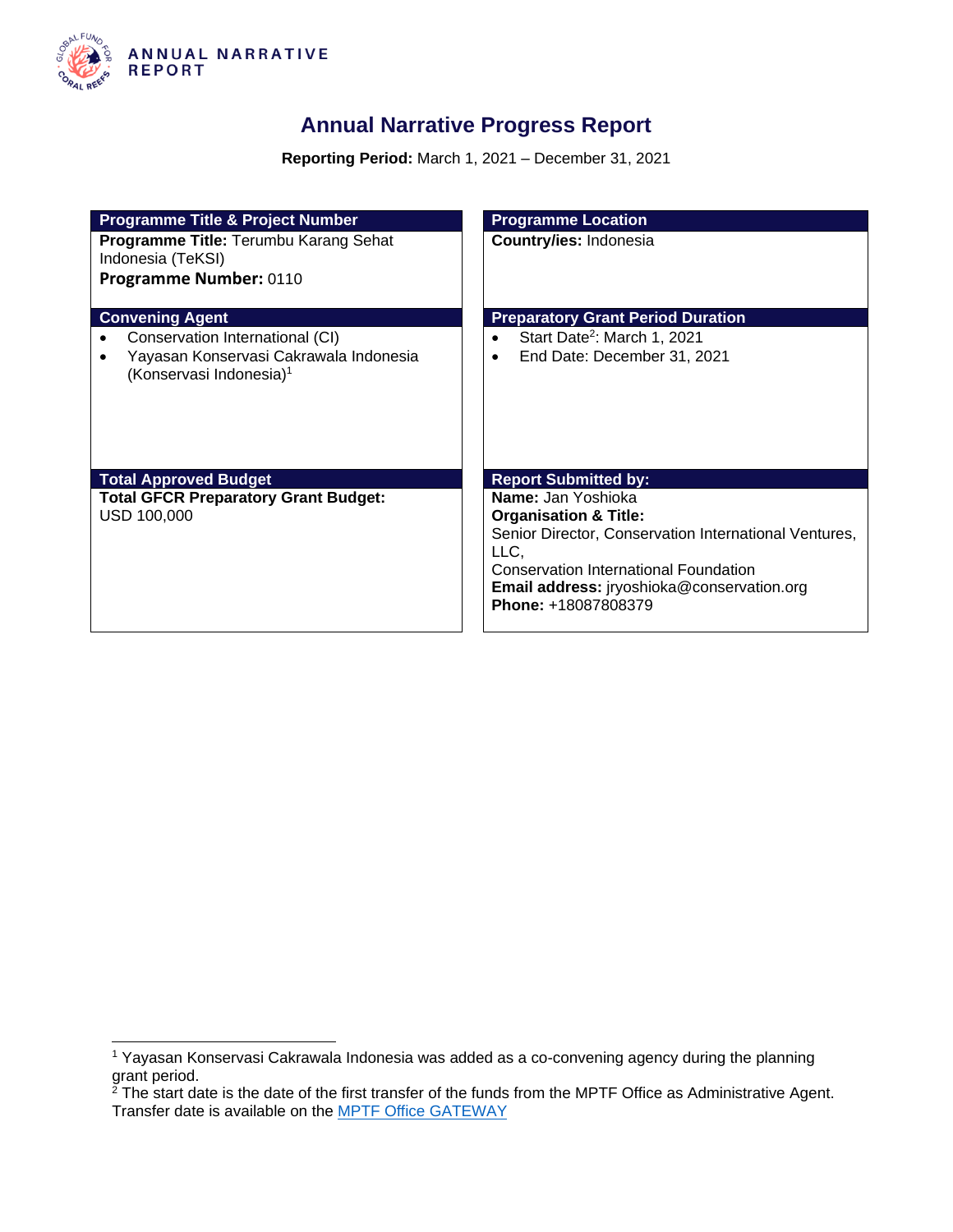# Annual Narrative Progress Report

**Reporting Period:** March 1, 2021 – December 31, 2021

| Programme Title & Project Number | Programme Location |
|---|---|
| **Programme Title:** Terumbu Karang Sehat Indonesia (TeKSI)<br>**Programme Number:** 0110 | **Country/ies:** Indonesia |
| **Convening Agent** | **Preparatory Grant Period Duration** |
| • Conservation International (CI)<br>• Yayasan Konservasi Cakrawala Indonesia (Konservasi Indonesia)[1] | • Start Date[2]: March 1, 2021<br>• End Date: December 31, 2021 |
| **Total Approved Budget** | **Report Submitted by:** |
| **Total GFCR Preparatory Grant Budget:**<br>USD 100,000 | **Name:** Jan Yoshioka<br>**Organisation & Title:**<br>Senior Director, Conservation International Ventures, LLC,<br>Conservation International Foundation<br>**Email address:** jryoshioka@conservation.org<br>**Phone:** +18087808379 |

---

[1] Yayasan Konservasi Cakrawala Indonesia was added as a co-convening agency during the planning grant period.

[2] The start date is the date of the first transfer of the funds from the MPTF Office as Administrative Agent. Transfer date is available on the [MPTF Office GATEWAY](MPTF Office GATEWAY)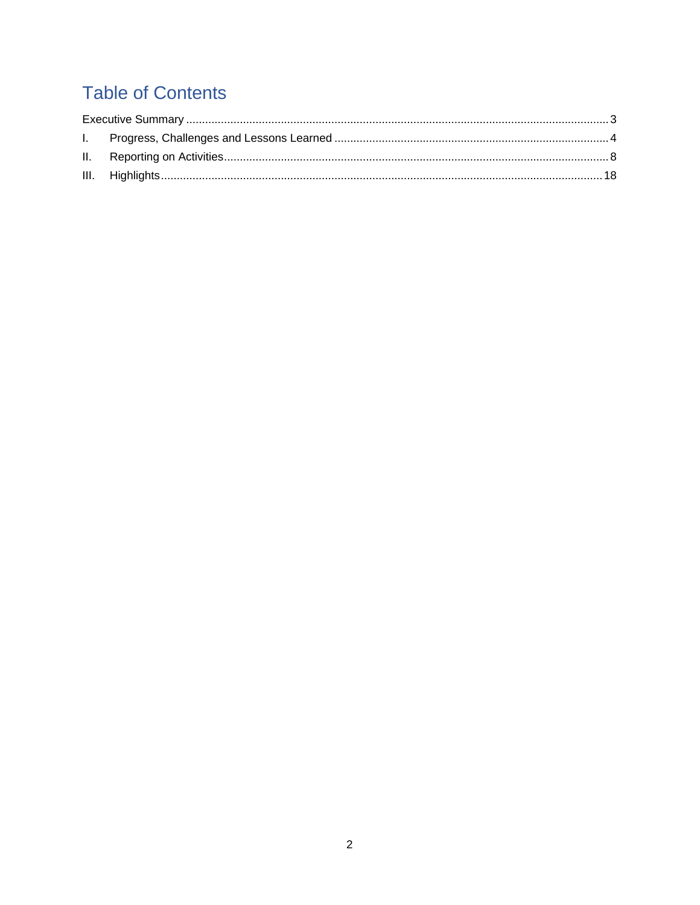# Table of Contents

Executive Summary ........................................................................................ 3

I. Progress, Challenges and Lessons Learned ................................................ 4

II. Reporting on Activities ............................................................................. 8

III. Highlights ............................................................................................. 18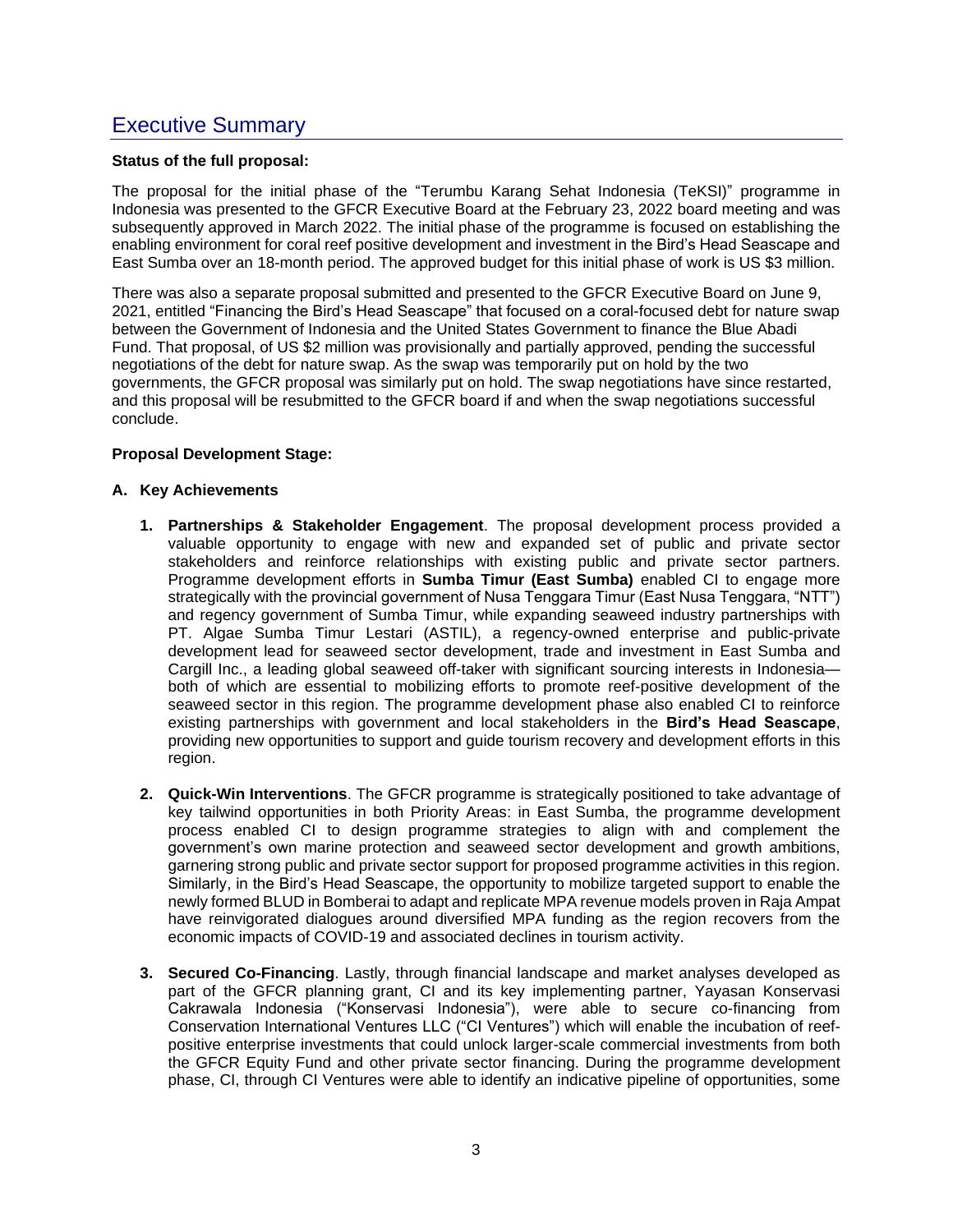# Executive Summary

**Status of the full proposal:**

The proposal for the initial phase of the "Terumbu Karang Sehat Indonesia (TeKSI)" programme in Indonesia was presented to the GFCR Executive Board at the February 23, 2022 board meeting and was subsequently approved in March 2022. The initial phase of the programme is focused on establishing the enabling environment for coral reef positive development and investment in the Bird's Head Seascape and East Sumba over an 18-month period. The approved budget for this initial phase of work is US $3 million.

There was also a separate proposal submitted and presented to the GFCR Executive Board on June 9, 2021, entitled "Financing the Bird's Head Seascape" that focused on a coral-focused debt for nature swap between the Government of Indonesia and the United States Government to finance the Blue Abadi Fund. That proposal, of US $2 million was provisionally and partially approved, pending the successful negotiations of the debt for nature swap. As the swap was temporarily put on hold by the two governments, the GFCR proposal was similarly put on hold. The swap negotiations have since restarted, and this proposal will be resubmitted to the GFCR board if and when the swap negotiations successful conclude.

**Proposal Development Stage:**

**A. Key Achievements**

1. **Partnerships & Stakeholder Engagement**. The proposal development process provided a valuable opportunity to engage with new and expanded set of public and private sector stakeholders and reinforce relationships with existing public and private sector partners. Programme development efforts in **Sumba Timur (East Sumba)** enabled CI to engage more strategically with the provincial government of Nusa Tenggara Timur (East Nusa Tenggara, "NTT") and regency government of Sumba Timur, while expanding seaweed industry partnerships with PT. Algae Sumba Timur Lestari (ASTIL), a regency-owned enterprise and public-private development lead for seaweed sector development, trade and investment in East Sumba and Cargill Inc., a leading global seaweed off-taker with significant sourcing interests in Indonesia—both of which are essential to mobilizing efforts to promote reef-positive development of the seaweed sector in this region. The programme development phase also enabled CI to reinforce existing partnerships with government and local stakeholders in the **Bird's Head Seascape**, providing new opportunities to support and guide tourism recovery and development efforts in this region.

2. **Quick-Win Interventions**. The GFCR programme is strategically positioned to take advantage of key tailwind opportunities in both Priority Areas: in East Sumba, the programme development process enabled CI to design programme strategies to align with and complement the government's own marine protection and seaweed sector development and growth ambitions, garnering strong public and private sector support for proposed programme activities in this region. Similarly, in the Bird's Head Seascape, the opportunity to mobilize targeted support to enable the newly formed BLUD in Bomberai to adapt and replicate MPA revenue models proven in Raja Ampat have reinvigorated dialogues around diversified MPA funding as the region recovers from the economic impacts of COVID-19 and associated declines in tourism activity.

3. **Secured Co-Financing**. Lastly, through financial landscape and market analyses developed as part of the GFCR planning grant, CI and its key implementing partner, Yayasan Konservasi Cakrawala Indonesia ("Konservasi Indonesia"), were able to secure co-financing from Conservation International Ventures LLC ("CI Ventures") which will enable the incubation of reef-positive enterprise investments that could unlock larger-scale commercial investments from both the GFCR Equity Fund and other private sector financing. During the programme development phase, CI, through CI Ventures were able to identify an indicative pipeline of opportunities, some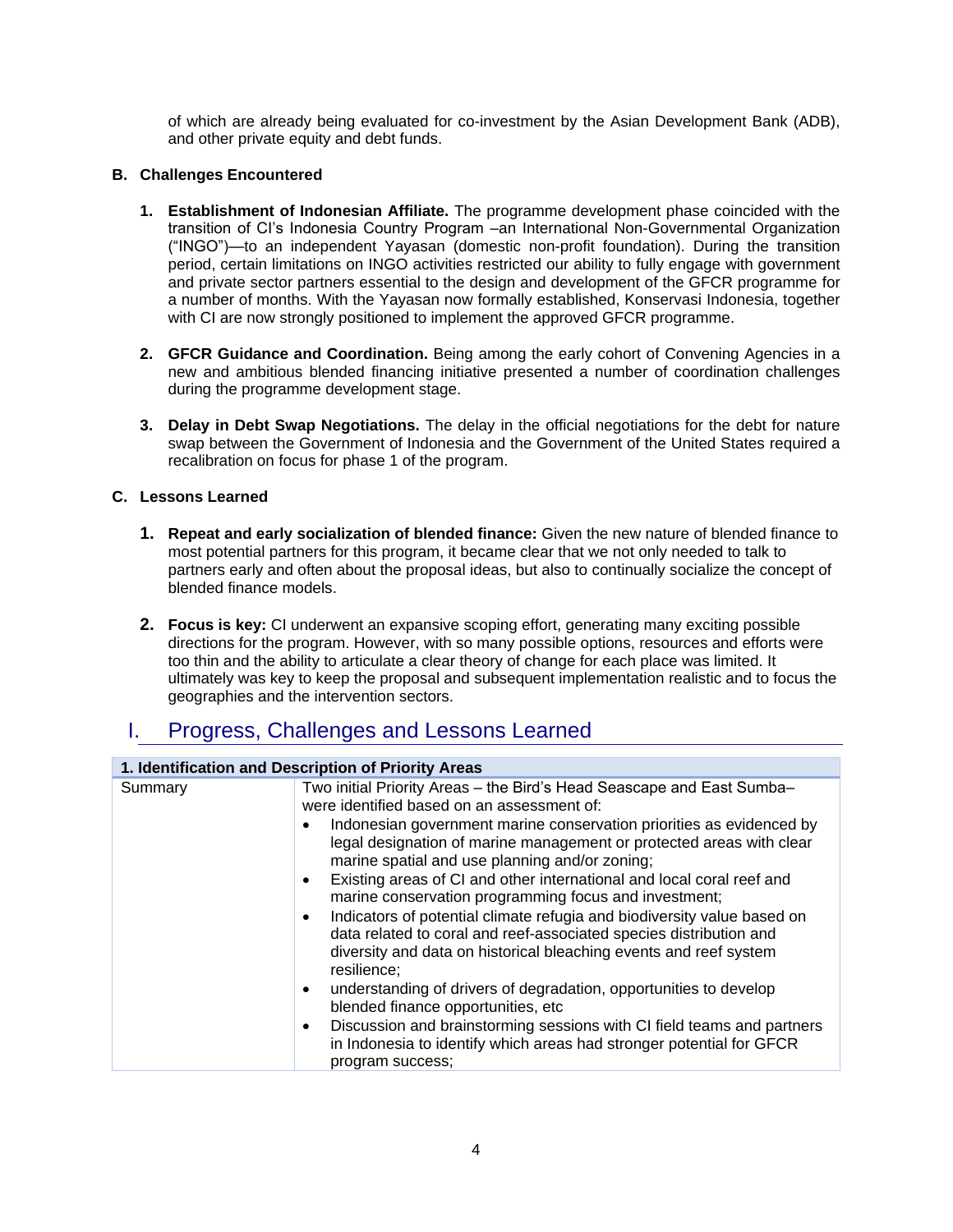of which are already being evaluated for co-investment by the Asian Development Bank (ADB), and other private equity and debt funds.

### B. Challenges Encountered

1. **Establishment of Indonesian Affiliate.** The programme development phase coincided with the transition of CI's Indonesia Country Program –an International Non-Governmental Organization ("INGO")—to an independent Yayasan (domestic non-profit foundation). During the transition period, certain limitations on INGO activities restricted our ability to fully engage with government and private sector partners essential to the design and development of the GFCR programme for a number of months. With the Yayasan now formally established, Konservasi Indonesia, together with CI are now strongly positioned to implement the approved GFCR programme.

2. **GFCR Guidance and Coordination.** Being among the early cohort of Convening Agencies in a new and ambitious blended financing initiative presented a number of coordination challenges during the programme development stage.

3. **Delay in Debt Swap Negotiations.** The delay in the official negotiations for the debt for nature swap between the Government of Indonesia and the Government of the United States required a recalibration on focus for phase 1 of the program.

### C. Lessons Learned

1. **Repeat and early socialization of blended finance:** Given the new nature of blended finance to most potential partners for this program, it became clear that we not only needed to talk to partners early and often about the proposal ideas, but also to continually socialize the concept of blended finance models.

2. **Focus is key:** CI underwent an expansive scoping effort, generating many exciting possible directions for the program. However, with so many possible options, resources and efforts were too thin and the ability to articulate a clear theory of change for each place was limited. It ultimately was key to keep the proposal and subsequent implementation realistic and to focus the geographies and the intervention sectors.

# I. Progress, Challenges and Lessons Learned

| 1. Identification and Description of Priority Areas | |
|---|---|
| Summary | Two initial Priority Areas – the Bird's Head Seascape and East Sumba– were identified based on an assessment of:<br>• Indonesian government marine conservation priorities as evidenced by legal designation of marine management or protected areas with clear marine spatial and use planning and/or zoning;<br>• Existing areas of CI and other international and local coral reef and marine conservation programming focus and investment;<br>• Indicators of potential climate refugia and biodiversity value based on data related to coral and reef-associated species distribution and diversity and data on historical bleaching events and reef system resilience;<br>• understanding of drivers of degradation, opportunities to develop blended finance opportunities, etc<br>• Discussion and brainstorming sessions with CI field teams and partners in Indonesia to identify which areas had stronger potential for GFCR program success; |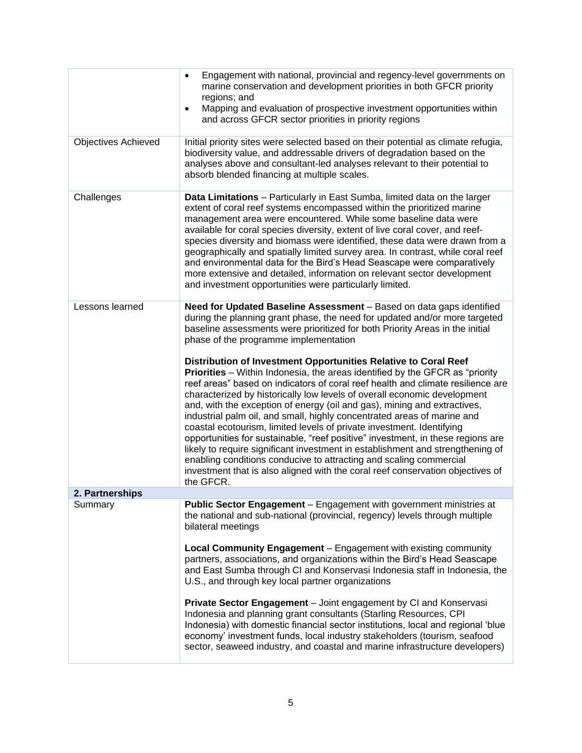| | |
|---|---|
| | • Engagement with national, provincial and regency-level governments on marine conservation and development priorities in both GFCR priority regions; and<br>• Mapping and evaluation of prospective investment opportunities within and across GFCR sector priorities in priority regions |
| Objectives Achieved | Initial priority sites were selected based on their potential as climate refugia, biodiversity value, and addressable drivers of degradation based on the analyses above and consultant-led analyses relevant to their potential to absorb blended financing at multiple scales. |
| Challenges | **Data Limitations** – Particularly in East Sumba, limited data on the larger extent of coral reef systems encompassed within the prioritized marine management area were encountered. While some baseline data were available for coral species diversity, extent of live coral cover, and reef-species diversity and biomass were identified, these data were drawn from a geographically and spatially limited survey area. In contrast, while coral reef and environmental data for the Bird's Head Seascape were comparatively more extensive and detailed, information on relevant sector development and investment opportunities were particularly limited. |
| Lessons learned | **Need for Updated Baseline Assessment** – Based on data gaps identified during the planning grant phase, the need for updated and/or more targeted baseline assessments were prioritized for both Priority Areas in the initial phase of the programme implementation<br><br>**Distribution of Investment Opportunities Relative to Coral Reef Priorities** – Within Indonesia, the areas identified by the GFCR as "priority reef areas" based on indicators of coral reef health and climate resilience are characterized by historically low levels of overall economic development and, with the exception of energy (oil and gas), mining and extractives, industrial palm oil, and small, highly concentrated areas of marine and coastal ecotourism, limited levels of private investment. Identifying opportunities for sustainable, "reef positive" investment, in these regions are likely to require significant investment in establishment and strengthening of enabling conditions conducive to attracting and scaling commercial investment that is also aligned with the coral reef conservation objectives of the GFCR. |
| **2. Partnerships** | |
| Summary | **Public Sector Engagement** – Engagement with government ministries at the national and sub-national (provincial, regency) levels through multiple bilateral meetings<br><br>**Local Community Engagement** – Engagement with existing community partners, associations, and organizations within the Bird's Head Seascape and East Sumba through CI and Konservasi Indonesia staff in Indonesia, the U.S., and through key local partner organizations<br><br>**Private Sector Engagement** – Joint engagement by CI and Konservasi Indonesia and planning grant consultants (Starling Resources, CPI Indonesia) with domestic financial sector institutions, local and regional 'blue economy' investment funds, local industry stakeholders (tourism, seafood sector, seaweed industry, and coastal and marine infrastructure developers) |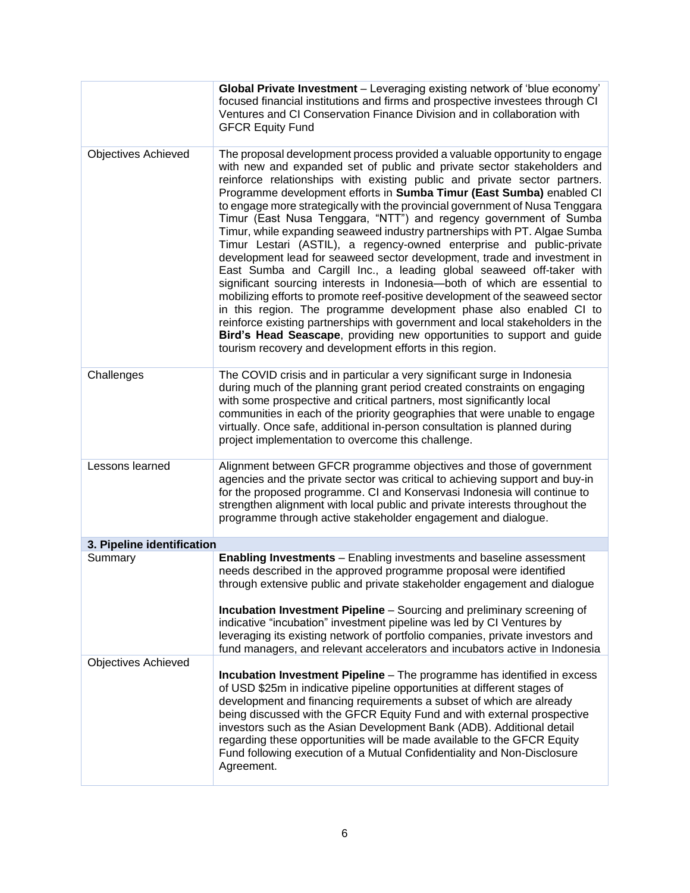| | |
|---|---|
| | **Global Private Investment** – Leveraging existing network of 'blue economy' focused financial institutions and firms and prospective investees through CI Ventures and CI Conservation Finance Division and in collaboration with GFCR Equity Fund |
| Objectives Achieved | The proposal development process provided a valuable opportunity to engage with new and expanded set of public and private sector stakeholders and reinforce relationships with existing public and private sector partners. Programme development efforts in **Sumba Timur (East Sumba)** enabled CI to engage more strategically with the provincial government of Nusa Tenggara Timur (East Nusa Tenggara, "NTT") and regency government of Sumba Timur, while expanding seaweed industry partnerships with PT. Algae Sumba Timur Lestari (ASTIL), a regency-owned enterprise and public-private development lead for seaweed sector development, trade and investment in East Sumba and Cargill Inc., a leading global seaweed off-taker with significant sourcing interests in Indonesia—both of which are essential to mobilizing efforts to promote reef-positive development of the seaweed sector in this region. The programme development phase also enabled CI to reinforce existing partnerships with government and local stakeholders in the **Bird's Head Seascape**, providing new opportunities to support and guide tourism recovery and development efforts in this region. |
| Challenges | The COVID crisis and in particular a very significant surge in Indonesia during much of the planning grant period created constraints on engaging with some prospective and critical partners, most significantly local communities in each of the priority geographies that were unable to engage virtually. Once safe, additional in-person consultation is planned during project implementation to overcome this challenge. |
| Lessons learned | Alignment between GFCR programme objectives and those of government agencies and the private sector was critical to achieving support and buy-in for the proposed programme. CI and Konservasi Indonesia will continue to strengthen alignment with local public and private interests throughout the programme through active stakeholder engagement and dialogue. |
| **3. Pipeline identification** | |
| Summary | **Enabling Investments** – Enabling investments and baseline assessment needs described in the approved programme proposal were identified through extensive public and private stakeholder engagement and dialogue<br><br>**Incubation Investment Pipeline** – Sourcing and preliminary screening of indicative "incubation" investment pipeline was led by CI Ventures by leveraging its existing network of portfolio companies, private investors and fund managers, and relevant accelerators and incubators active in Indonesia |
| Objectives Achieved | **Incubation Investment Pipeline** – The programme has identified in excess of USD \$25m in indicative pipeline opportunities at different stages of development and financing requirements a subset of which are already being discussed with the GFCR Equity Fund and with external prospective investors such as the Asian Development Bank (ADB). Additional detail regarding these opportunities will be made available to the GFCR Equity Fund following execution of a Mutual Confidentiality and Non-Disclosure Agreement. |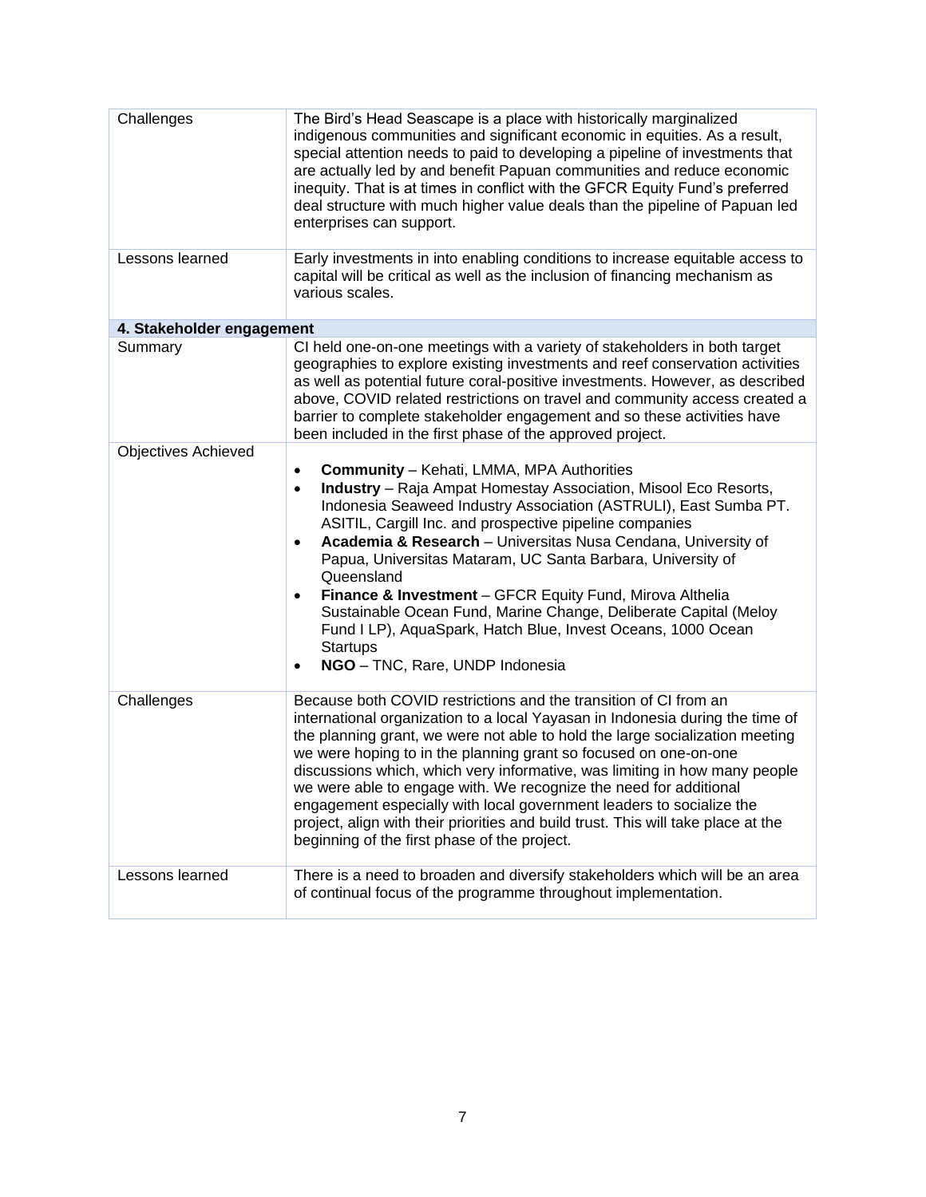| | |
|---|---|
| Challenges | The Bird's Head Seascape is a place with historically marginalized indigenous communities and significant economic in equities. As a result, special attention needs to paid to developing a pipeline of investments that are actually led by and benefit Papuan communities and reduce economic inequity. That is at times in conflict with the GFCR Equity Fund's preferred deal structure with much higher value deals than the pipeline of Papuan led enterprises can support. |
| Lessons learned | Early investments in into enabling conditions to increase equitable access to capital will be critical as well as the inclusion of financing mechanism as various scales. |
| **4. Stakeholder engagement** | |
| Summary | CI held one-on-one meetings with a variety of stakeholders in both target geographies to explore existing investments and reef conservation activities as well as potential future coral-positive investments. However, as described above, COVID related restrictions on travel and community access created a barrier to complete stakeholder engagement and so these activities have been included in the first phase of the approved project. |
| Objectives Achieved | • **Community** – Kehati, LMMA, MPA Authorities<br>• **Industry** – Raja Ampat Homestay Association, Misool Eco Resorts, Indonesia Seaweed Industry Association (ASTRULI), East Sumba PT. ASITIL, Cargill Inc. and prospective pipeline companies<br>• **Academia & Research** – Universitas Nusa Cendana, University of Papua, Universitas Mataram, UC Santa Barbara, University of Queensland<br>• **Finance & Investment** – GFCR Equity Fund, Mirova Althelia Sustainable Ocean Fund, Marine Change, Deliberate Capital (Meloy Fund I LP), AquaSpark, Hatch Blue, Invest Oceans, 1000 Ocean Startups<br>• **NGO** – TNC, Rare, UNDP Indonesia |
| Challenges | Because both COVID restrictions and the transition of CI from an international organization to a local Yayasan in Indonesia during the time of the planning grant, we were not able to hold the large socialization meeting we were hoping to in the planning grant so focused on one-on-one discussions which, which very informative, was limiting in how many people we were able to engage with. We recognize the need for additional engagement especially with local government leaders to socialize the project, align with their priorities and build trust. This will take place at the beginning of the first phase of the project. |
| Lessons learned | There is a need to broaden and diversify stakeholders which will be an area of continual focus of the programme throughout implementation. |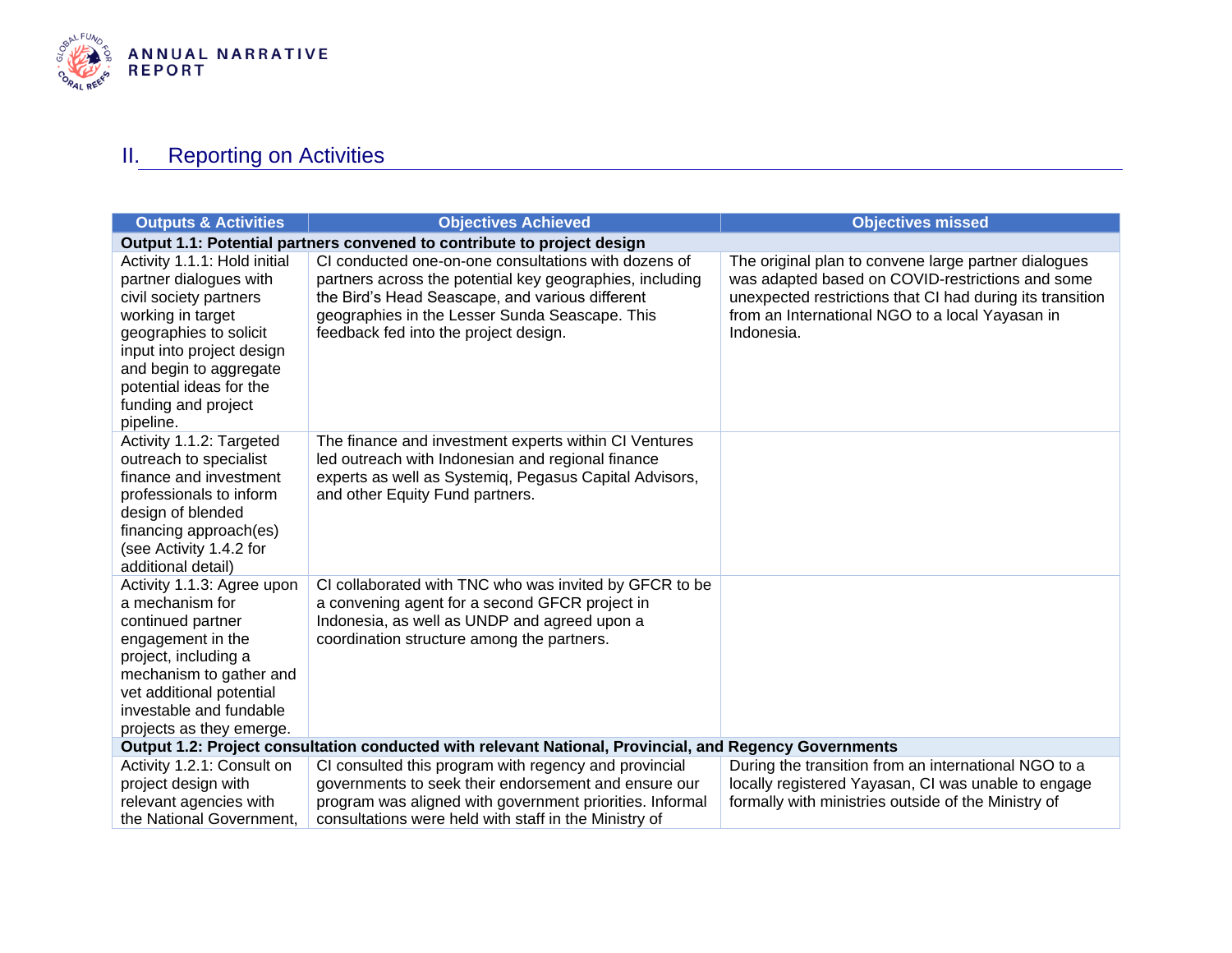## II. Reporting on Activities

| Outputs & Activities | Objectives Achieved | Objectives missed |
|---|---|---|
| **Output 1.1: Potential partners convened to contribute to project design** | | |
| Activity 1.1.1: Hold initial partner dialogues with civil society partners working in target geographies to solicit input into project design and begin to aggregate potential ideas for the funding and project pipeline. | CI conducted one-on-one consultations with dozens of partners across the potential key geographies, including the Bird's Head Seascape, and various different geographies in the Lesser Sunda Seascape. This feedback fed into the project design. | The original plan to convene large partner dialogues was adapted based on COVID-restrictions and some unexpected restrictions that CI had during its transition from an International NGO to a local Yayasan in Indonesia. |
| Activity 1.1.2: Targeted outreach to specialist finance and investment professionals to inform design of blended financing approach(es) (see Activity 1.4.2 for additional detail) | The finance and investment experts within CI Ventures led outreach with Indonesian and regional finance experts as well as Systemiq, Pegasus Capital Advisors, and other Equity Fund partners. | |
| Activity 1.1.3: Agree upon a mechanism for continued partner engagement in the project, including a mechanism to gather and vet additional potential investable and fundable projects as they emerge. | CI collaborated with TNC who was invited by GFCR to be a convening agent for a second GFCR project in Indonesia, as well as UNDP and agreed upon a coordination structure among the partners. | |
| **Output 1.2: Project consultation conducted with relevant National, Provincial, and Regency Governments** | | |
| Activity 1.2.1: Consult on project design with relevant agencies with the National Government, | CI consulted this program with regency and provincial governments to seek their endorsement and ensure our program was aligned with government priorities. Informal consultations were held with staff in the Ministry of | During the transition from an international NGO to a locally registered Yayasan, CI was unable to engage formally with ministries outside of the Ministry of |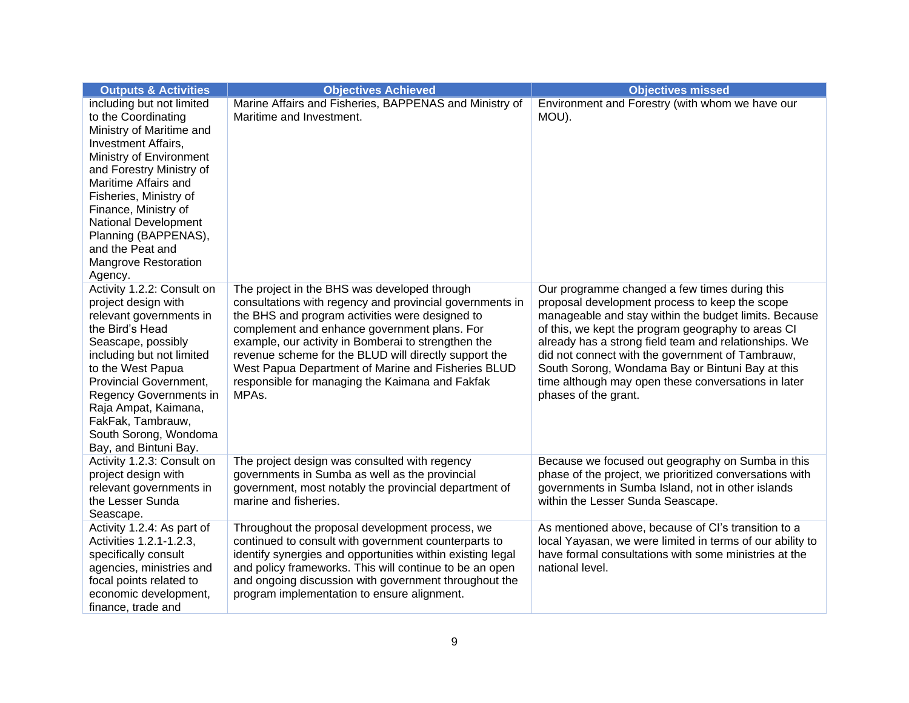| Outputs & Activities | Objectives Achieved | Objectives missed |
| --- | --- | --- |
| including but not limited to the Coordinating Ministry of Maritime and Investment Affairs, Ministry of Environment and Forestry Ministry of Maritime Affairs and Fisheries, Ministry of Finance, Ministry of National Development Planning (BAPPENAS), and the Peat and Mangrove Restoration Agency. | Marine Affairs and Fisheries, BAPPENAS and Ministry of Maritime and Investment. | Environment and Forestry (with whom we have our MOU). |
| Activity 1.2.2: Consult on project design with relevant governments in the Bird's Head Seascape, possibly including but not limited to the West Papua Provincial Government, Regency Governments in Raja Ampat, Kaimana, FakFak, Tambrauw, South Sorong, Wondoma Bay, and Bintuni Bay. | The project in the BHS was developed through consultations with regency and provincial governments in the BHS and program activities were designed to complement and enhance government plans. For example, our activity in Bomberai to strengthen the revenue scheme for the BLUD will directly support the West Papua Department of Marine and Fisheries BLUD responsible for managing the Kaimana and Fakfak MPAs. | Our programme changed a few times during this proposal development process to keep the scope manageable and stay within the budget limits. Because of this, we kept the program geography to areas CI already has a strong field team and relationships. We did not connect with the government of Tambrauw, South Sorong, Wondama Bay or Bintuni Bay at this time although may open these conversations in later phases of the grant. |
| Activity 1.2.3: Consult on project design with relevant governments in the Lesser Sunda Seascape. | The project design was consulted with regency governments in Sumba as well as the provincial government, most notably the provincial department of marine and fisheries. | Because we focused out geography on Sumba in this phase of the project, we prioritized conversations with governments in Sumba Island, not in other islands within the Lesser Sunda Seascape. |
| Activity 1.2.4: As part of Activities 1.2.1-1.2.3, specifically consult agencies, ministries and focal points related to economic development, finance, trade and | Throughout the proposal development process, we continued to consult with government counterparts to identify synergies and opportunities within existing legal and policy frameworks. This will continue to be an open and ongoing discussion with government throughout the program implementation to ensure alignment. | As mentioned above, because of CI's transition to a local Yayasan, we were limited in terms of our ability to have formal consultations with some ministries at the national level. |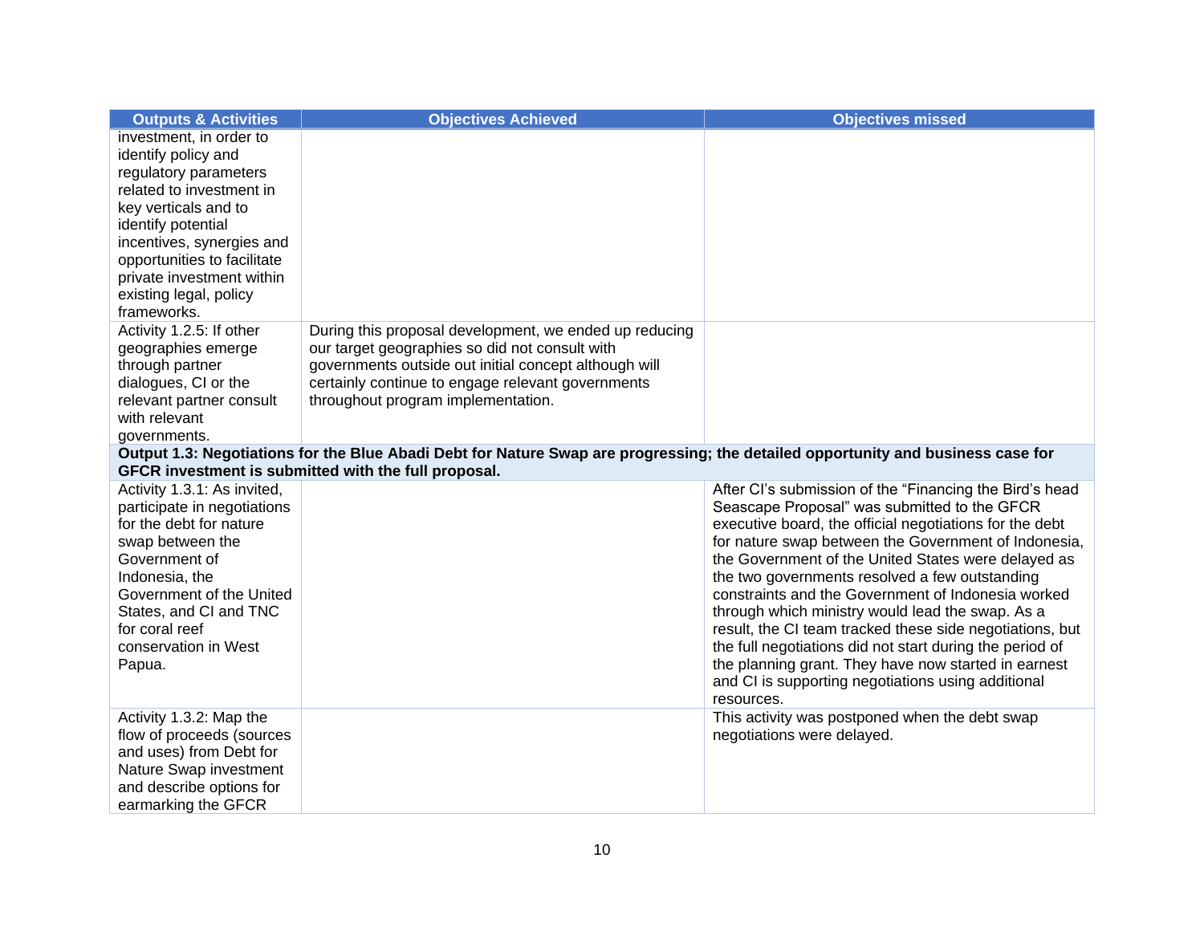| Outputs & Activities | Objectives Achieved | Objectives missed |
|---|---|---|
| investment, in order to identify policy and regulatory parameters related to investment in key verticals and to identify potential incentives, synergies and opportunities to facilitate private investment within existing legal, policy frameworks. | | |
| Activity 1.2.5: If other geographies emerge through partner dialogues, CI or the relevant partner consult with relevant governments. | During this proposal development, we ended up reducing our target geographies so did not consult with governments outside out initial concept although will certainly continue to engage relevant governments throughout program implementation. | |
| **Output 1.3: Negotiations for the Blue Abadi Debt for Nature Swap are progressing; the detailed opportunity and business case for GFCR investment is submitted with the full proposal.** | | |
| Activity 1.3.1: As invited, participate in negotiations for the debt for nature swap between the Government of Indonesia, the Government of the United States, and CI and TNC for coral reef conservation in West Papua. | | After CI's submission of the "Financing the Bird's head Seascape Proposal" was submitted to the GFCR executive board, the official negotiations for the debt for nature swap between the Government of Indonesia, the Government of the United States were delayed as the two governments resolved a few outstanding constraints and the Government of Indonesia worked through which ministry would lead the swap. As a result, the CI team tracked these side negotiations, but the full negotiations did not start during the period of the planning grant. They have now started in earnest and CI is supporting negotiations using additional resources. |
| Activity 1.3.2: Map the flow of proceeds (sources and uses) from Debt for Nature Swap investment and describe options for earmarking the GFCR | | This activity was postponed when the debt swap negotiations were delayed. |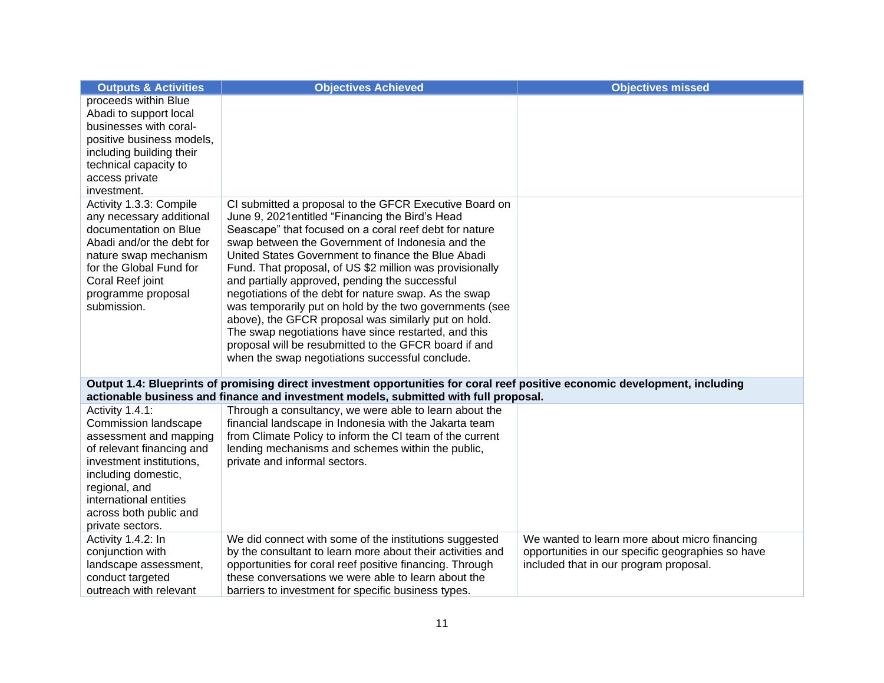| Outputs & Activities | Objectives Achieved | Objectives missed |
|---|---|---|
| proceeds within Blue Abadi to support local businesses with coral-positive business models, including building their technical capacity to access private investment. | | |
| Activity 1.3.3: Compile any necessary additional documentation on Blue Abadi and/or the debt for nature swap mechanism for the Global Fund for Coral Reef joint programme proposal submission. | CI submitted a proposal to the GFCR Executive Board on June 9, 2021entitled "Financing the Bird's Head Seascape" that focused on a coral reef debt for nature swap between the Government of Indonesia and the United States Government to finance the Blue Abadi Fund. That proposal, of US $2 million was provisionally and partially approved, pending the successful negotiations of the debt for nature swap. As the swap was temporarily put on hold by the two governments (see above), the GFCR proposal was similarly put on hold. The swap negotiations have since restarted, and this proposal will be resubmitted to the GFCR board if and when the swap negotiations successful conclude. | |
| **Output 1.4: Blueprints of promising direct investment opportunities for coral reef positive economic development, including actionable business and finance and investment models, submitted with full proposal.** | | |
| Activity 1.4.1: Commission landscape assessment and mapping of relevant financing and investment institutions, including domestic, regional, and international entities across both public and private sectors. | Through a consultancy, we were able to learn about the financial landscape in Indonesia with the Jakarta team from Climate Policy to inform the CI team of the current lending mechanisms and schemes within the public, private and informal sectors. | |
| Activity 1.4.2: In conjunction with landscape assessment, conduct targeted outreach with relevant | We did connect with some of the institutions suggested by the consultant to learn more about their activities and opportunities for coral reef positive financing. Through these conversations we were able to learn about the barriers to investment for specific business types. | We wanted to learn more about micro financing opportunities in our specific geographies so have included that in our program proposal. |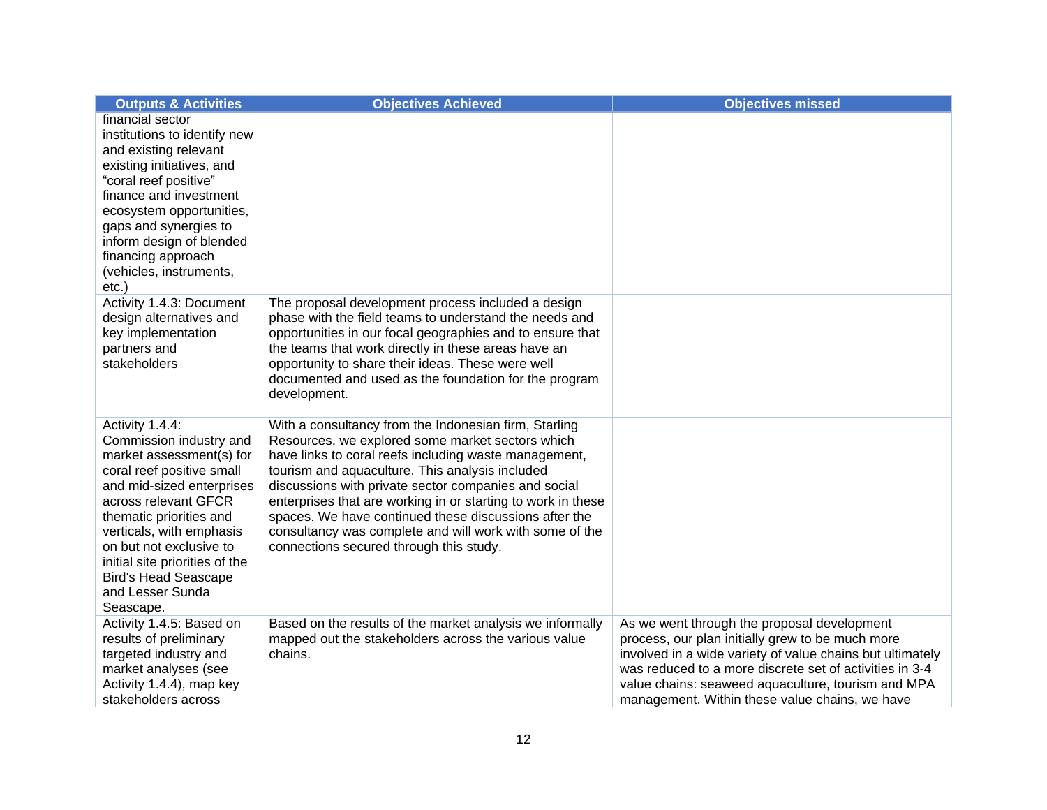| Outputs & Activities | Objectives Achieved | Objectives missed |
|---|---|---|
| financial sector institutions to identify new and existing relevant existing initiatives, and "coral reef positive" finance and investment ecosystem opportunities, gaps and synergies to inform design of blended financing approach (vehicles, instruments, etc.) | | |
| Activity 1.4.3: Document design alternatives and key implementation partners and stakeholders | The proposal development process included a design phase with the field teams to understand the needs and opportunities in our focal geographies and to ensure that the teams that work directly in these areas have an opportunity to share their ideas. These were well documented and used as the foundation for the program development. | |
| Activity 1.4.4: Commission industry and market assessment(s) for coral reef positive small and mid-sized enterprises across relevant GFCR thematic priorities and verticals, with emphasis on but not exclusive to initial site priorities of the Bird's Head Seascape and Lesser Sunda Seascape. | With a consultancy from the Indonesian firm, Starling Resources, we explored some market sectors which have links to coral reefs including waste management, tourism and aquaculture. This analysis included discussions with private sector companies and social enterprises that are working in or starting to work in these spaces. We have continued these discussions after the consultancy was complete and will work with some of the connections secured through this study. | |
| Activity 1.4.5: Based on results of preliminary targeted industry and market analyses (see Activity 1.4.4), map key stakeholders across | Based on the results of the market analysis we informally mapped out the stakeholders across the various value chains. | As we went through the proposal development process, our plan initially grew to be much more involved in a wide variety of value chains but ultimately was reduced to a more discrete set of activities in 3-4 value chains: seaweed aquaculture, tourism and MPA management. Within these value chains, we have |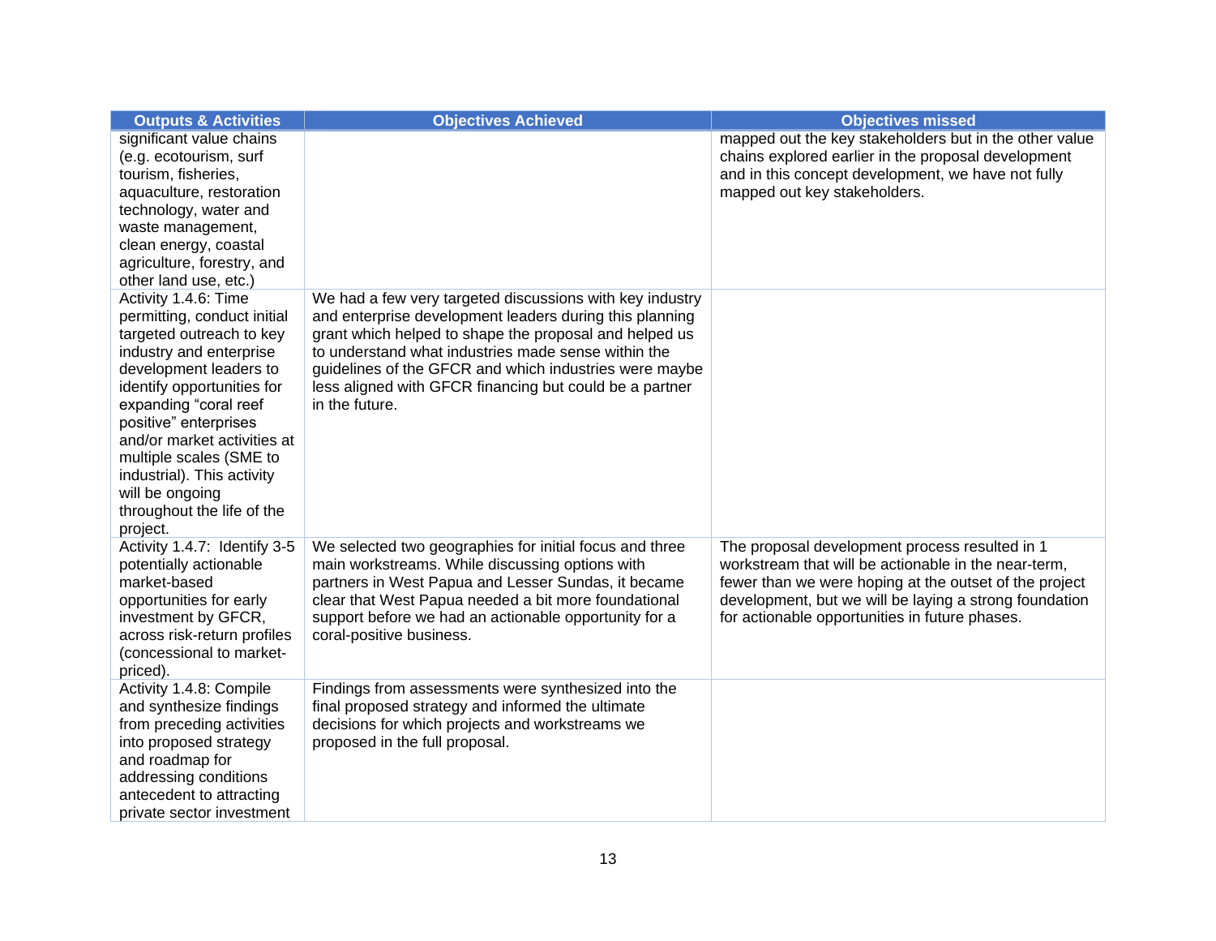| Outputs & Activities | Objectives Achieved | Objectives missed |
|---|---|---|
| significant value chains (e.g. ecotourism, surf tourism, fisheries, aquaculture, restoration technology, water and waste management, clean energy, coastal agriculture, forestry, and other land use, etc.) | | mapped out the key stakeholders but in the other value chains explored earlier in the proposal development and in this concept development, we have not fully mapped out key stakeholders. |
| Activity 1.4.6: Time permitting, conduct initial targeted outreach to key industry and enterprise development leaders to identify opportunities for expanding "coral reef positive" enterprises and/or market activities at multiple scales (SME to industrial). This activity will be ongoing throughout the life of the project. | We had a few very targeted discussions with key industry and enterprise development leaders during this planning grant which helped to shape the proposal and helped us to understand what industries made sense within the guidelines of the GFCR and which industries were maybe less aligned with GFCR financing but could be a partner in the future. | |
| Activity 1.4.7: Identify 3-5 potentially actionable market-based opportunities for early investment by GFCR, across risk-return profiles (concessional to market-priced). | We selected two geographies for initial focus and three main workstreams. While discussing options with partners in West Papua and Lesser Sundas, it became clear that West Papua needed a bit more foundational support before we had an actionable opportunity for a coral-positive business. | The proposal development process resulted in 1 workstream that will be actionable in the near-term, fewer than we were hoping at the outset of the project development, but we will be laying a strong foundation for actionable opportunities in future phases. |
| Activity 1.4.8: Compile and synthesize findings from preceding activities into proposed strategy and roadmap for addressing conditions antecedent to attracting private sector investment | Findings from assessments were synthesized into the final proposed strategy and informed the ultimate decisions for which projects and workstreams we proposed in the full proposal. | |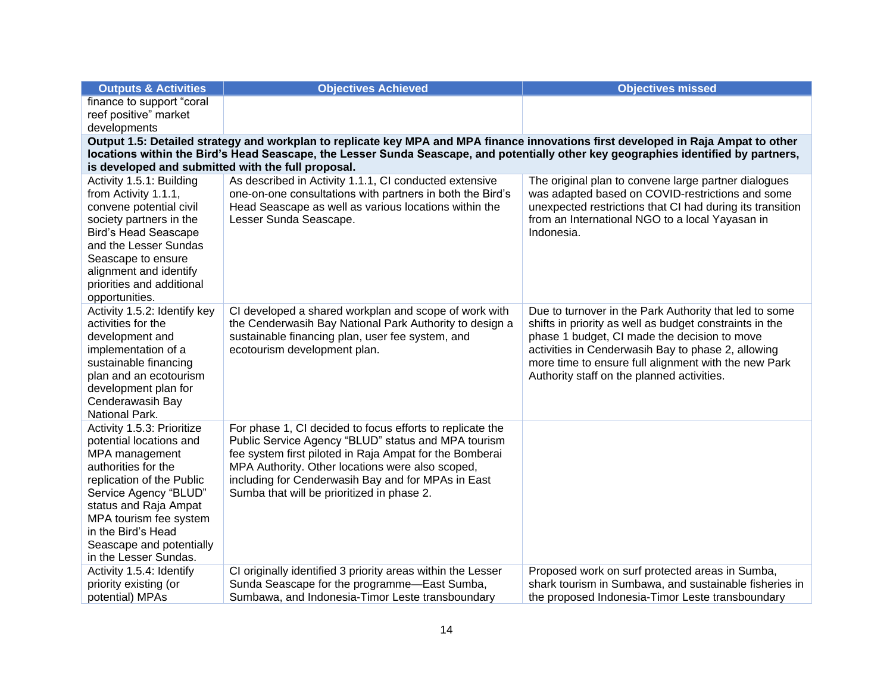| Outputs & Activities | Objectives Achieved | Objectives missed |
| --- | --- | --- |
| finance to support "coral reef positive" market developments | | |
| **Output 1.5: Detailed strategy and workplan to replicate key MPA and MPA finance innovations first developed in Raja Ampat to other locations within the Bird's Head Seascape, the Lesser Sunda Seascape, and potentially other key geographies identified by partners, is developed and submitted with the full proposal.** | | |
| Activity 1.5.1: Building from Activity 1.1.1, convene potential civil society partners in the Bird's Head Seascape and the Lesser Sundas Seascape to ensure alignment and identify priorities and additional opportunities. | As described in Activity 1.1.1, CI conducted extensive one-on-one consultations with partners in both the Bird's Head Seascape as well as various locations within the Lesser Sunda Seascape. | The original plan to convene large partner dialogues was adapted based on COVID-restrictions and some unexpected restrictions that CI had during its transition from an International NGO to a local Yayasan in Indonesia. |
| Activity 1.5.2: Identify key activities for the development and implementation of a sustainable financing plan and an ecotourism development plan for Cenderawasih Bay National Park. | CI developed a shared workplan and scope of work with the Cenderwasih Bay National Park Authority to design a sustainable financing plan, user fee system, and ecotourism development plan. | Due to turnover in the Park Authority that led to some shifts in priority as well as budget constraints in the phase 1 budget, CI made the decision to move activities in Cenderwasih Bay to phase 2, allowing more time to ensure full alignment with the new Park Authority staff on the planned activities. |
| Activity 1.5.3: Prioritize potential locations and MPA management authorities for the replication of the Public Service Agency "BLUD" status and Raja Ampat MPA tourism fee system in the Bird's Head Seascape and potentially in the Lesser Sundas. | For phase 1, CI decided to focus efforts to replicate the Public Service Agency "BLUD" status and MPA tourism fee system first piloted in Raja Ampat for the Bomberai MPA Authority. Other locations were also scoped, including for Cenderwasih Bay and for MPAs in East Sumba that will be prioritized in phase 2. | |
| Activity 1.5.4: Identify priority existing (or potential) MPAs | CI originally identified 3 priority areas within the Lesser Sunda Seascape for the programme—East Sumba, Sumbawa, and Indonesia-Timor Leste transboundary | Proposed work on surf protected areas in Sumba, shark tourism in Sumbawa, and sustainable fisheries in the proposed Indonesia-Timor Leste transboundary |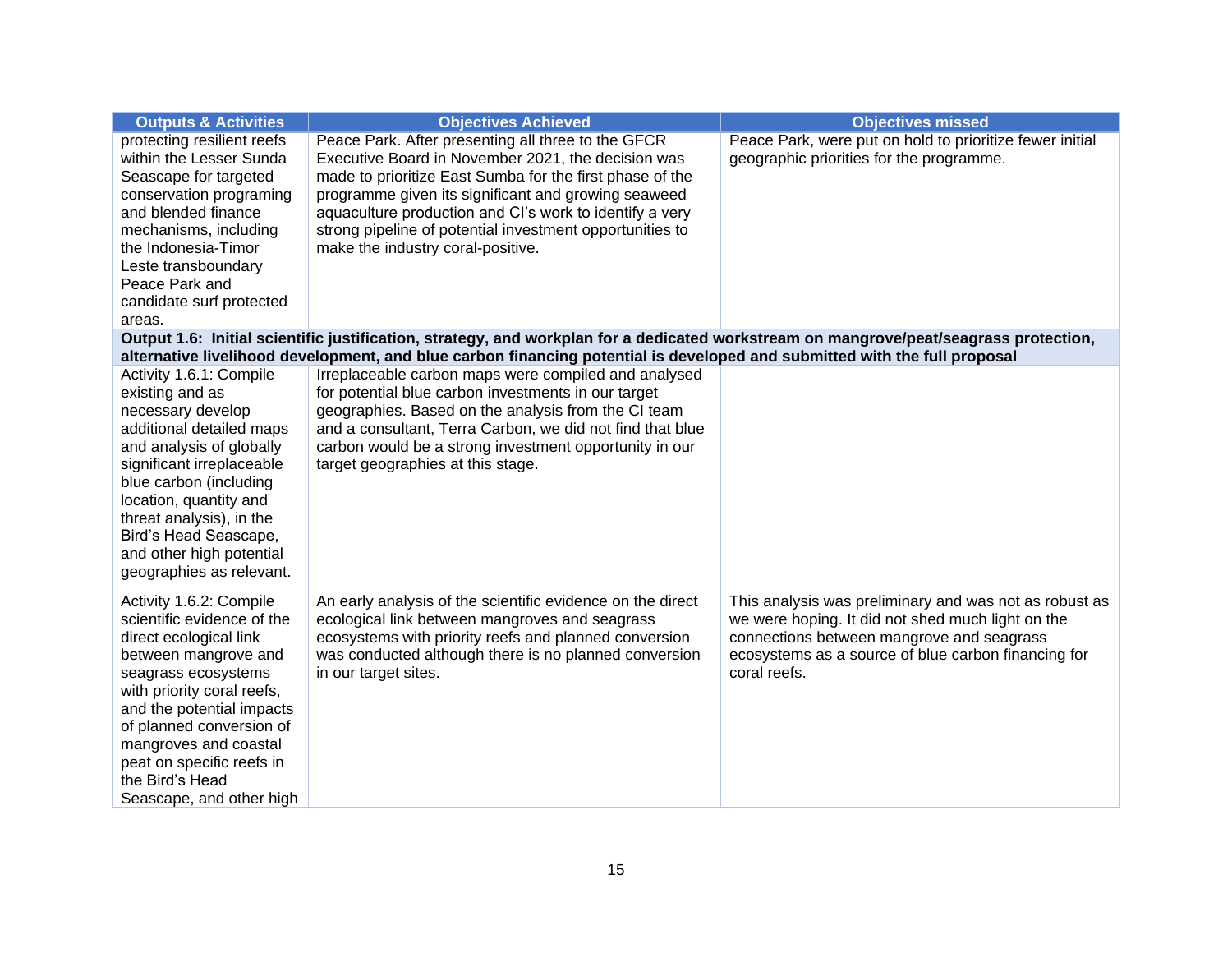| Outputs & Activities | Objectives Achieved | Objectives missed |
|---|---|---|
| protecting resilient reefs within the Lesser Sunda Seascape for targeted conservation programing and blended finance mechanisms, including the Indonesia-Timor Leste transboundary Peace Park and candidate surf protected areas. | Peace Park. After presenting all three to the GFCR Executive Board in November 2021, the decision was made to prioritize East Sumba for the first phase of the programme given its significant and growing seaweed aquaculture production and CI's work to identify a very strong pipeline of potential investment opportunities to make the industry coral-positive. | Peace Park, were put on hold to prioritize fewer initial geographic priorities for the programme. |
| **Output 1.6: Initial scientific justification, strategy, and workplan for a dedicated workstream on mangrove/peat/seagrass protection, alternative livelihood development, and blue carbon financing potential is developed and submitted with the full proposal** | | |
| Activity 1.6.1: Compile existing and as necessary develop additional detailed maps and analysis of globally significant irreplaceable blue carbon (including location, quantity and threat analysis), in the Bird's Head Seascape, and other high potential geographies as relevant. | Irreplaceable carbon maps were compiled and analysed for potential blue carbon investments in our target geographies. Based on the analysis from the CI team and a consultant, Terra Carbon, we did not find that blue carbon would be a strong investment opportunity in our target geographies at this stage. | |
| Activity 1.6.2: Compile scientific evidence of the direct ecological link between mangrove and seagrass ecosystems with priority coral reefs, and the potential impacts of planned conversion of mangroves and coastal peat on specific reefs in the Bird's Head Seascape, and other high | An early analysis of the scientific evidence on the direct ecological link between mangroves and seagrass ecosystems with priority reefs and planned conversion was conducted although there is no planned conversion in our target sites. | This analysis was preliminary and was not as robust as we were hoping. It did not shed much light on the connections between mangrove and seagrass ecosystems as a source of blue carbon financing for coral reefs. |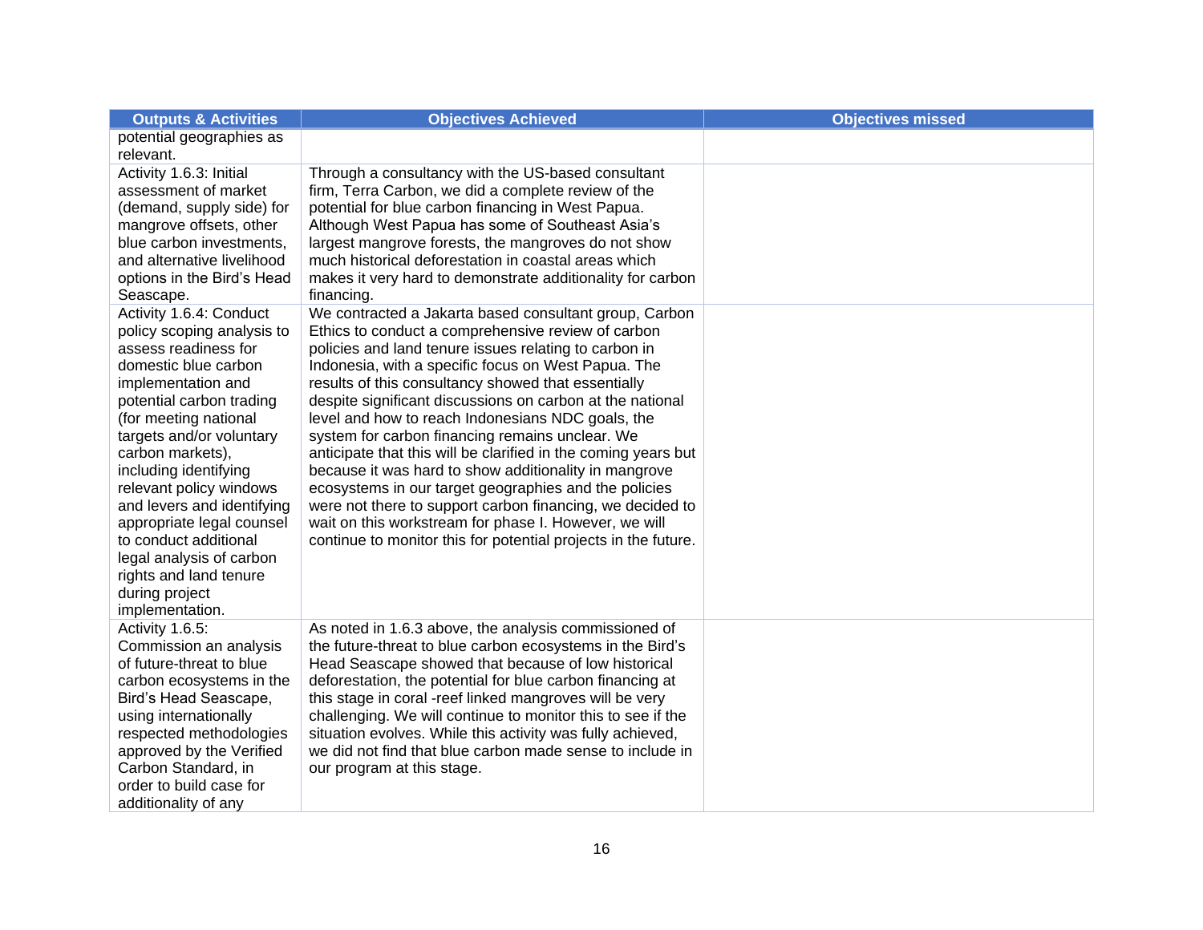| Outputs & Activities | Objectives Achieved | Objectives missed |
|---|---|---|
| potential geographies as relevant. | | |
| Activity 1.6.3: Initial assessment of market (demand, supply side) for mangrove offsets, other blue carbon investments, and alternative livelihood options in the Bird's Head Seascape. | Through a consultancy with the US-based consultant firm, Terra Carbon, we did a complete review of the potential for blue carbon financing in West Papua. Although West Papua has some of Southeast Asia's largest mangrove forests, the mangroves do not show much historical deforestation in coastal areas which makes it very hard to demonstrate additionality for carbon financing. | |
| Activity 1.6.4: Conduct policy scoping analysis to assess readiness for domestic blue carbon implementation and potential carbon trading (for meeting national targets and/or voluntary carbon markets), including identifying relevant policy windows and levers and identifying appropriate legal counsel to conduct additional legal analysis of carbon rights and land tenure during project implementation. | We contracted a Jakarta based consultant group, Carbon Ethics to conduct a comprehensive review of carbon policies and land tenure issues relating to carbon in Indonesia, with a specific focus on West Papua. The results of this consultancy showed that essentially despite significant discussions on carbon at the national level and how to reach Indonesians NDC goals, the system for carbon financing remains unclear. We anticipate that this will be clarified in the coming years but because it was hard to show additionality in mangrove ecosystems in our target geographies and the policies were not there to support carbon financing, we decided to wait on this workstream for phase I. However, we will continue to monitor this for potential projects in the future. | |
| Activity 1.6.5: Commission an analysis of future-threat to blue carbon ecosystems in the Bird's Head Seascape, using internationally respected methodologies approved by the Verified Carbon Standard, in order to build case for additionality of any | As noted in 1.6.3 above, the analysis commissioned of the future-threat to blue carbon ecosystems in the Bird's Head Seascape showed that because of low historical deforestation, the potential for blue carbon financing at this stage in coral -reef linked mangroves will be very challenging. We will continue to monitor this to see if the situation evolves. While this activity was fully achieved, we did not find that blue carbon made sense to include in our program at this stage. | |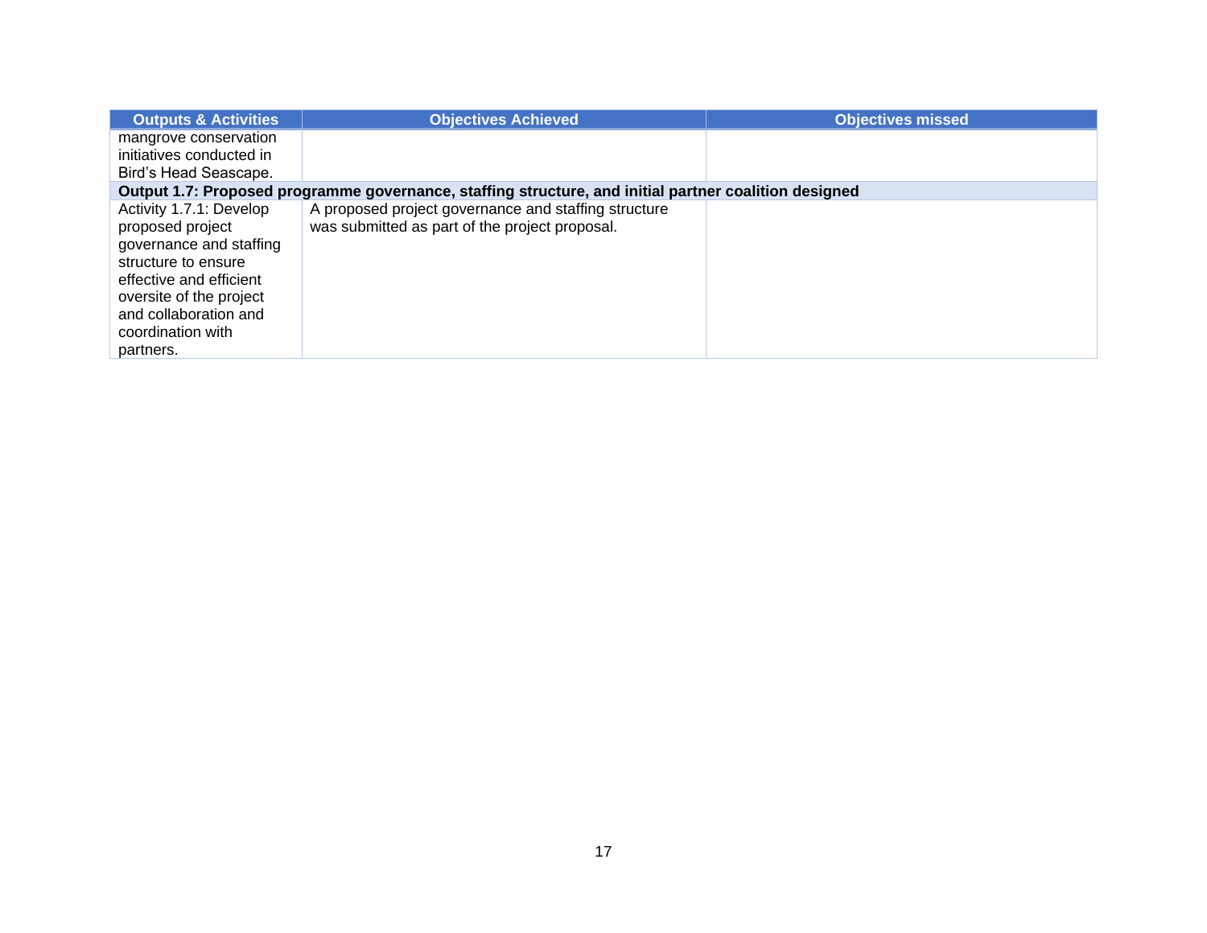| Outputs & Activities | Objectives Achieved | Objectives missed |
|---|---|---|
| mangrove conservation initiatives conducted in Bird's Head Seascape. | | |
| **Output 1.7: Proposed programme governance, staffing structure, and initial partner coalition designed** | | |
| Activity 1.7.1: Develop proposed project governance and staffing structure to ensure effective and efficient oversite of the project and collaboration and coordination with partners. | A proposed project governance and staffing structure was submitted as part of the project proposal. | |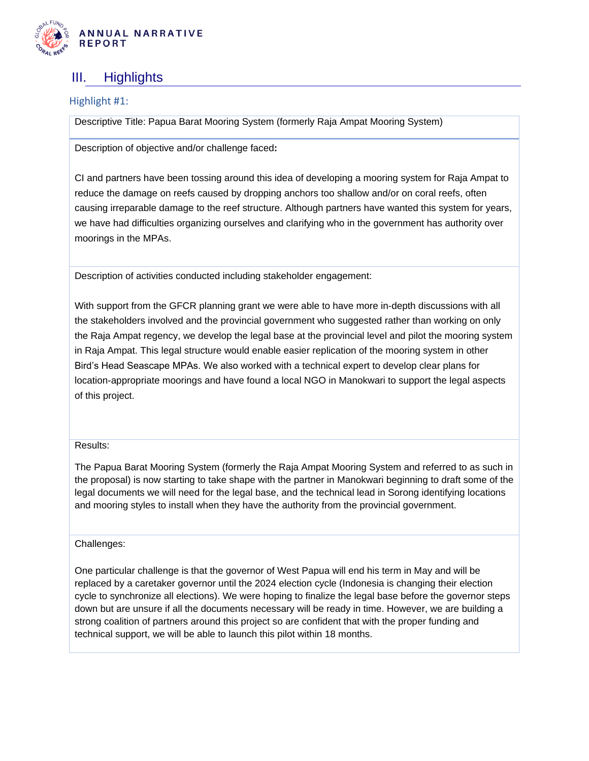# III. Highlights

## Highlight #1:

Descriptive Title: Papua Barat Mooring System (formerly Raja Ampat Mooring System)

Description of objective and/or challenge faced**:**

CI and partners have been tossing around this idea of developing a mooring system for Raja Ampat to reduce the damage on reefs caused by dropping anchors too shallow and/or on coral reefs, often causing irreparable damage to the reef structure. Although partners have wanted this system for years, we have had difficulties organizing ourselves and clarifying who in the government has authority over moorings in the MPAs.

Description of activities conducted including stakeholder engagement:

With support from the GFCR planning grant we were able to have more in-depth discussions with all the stakeholders involved and the provincial government who suggested rather than working on only the Raja Ampat regency, we develop the legal base at the provincial level and pilot the mooring system in Raja Ampat. This legal structure would enable easier replication of the mooring system in other Bird's Head Seascape MPAs. We also worked with a technical expert to develop clear plans for location-appropriate moorings and have found a local NGO in Manokwari to support the legal aspects of this project.

Results:

The Papua Barat Mooring System (formerly the Raja Ampat Mooring System and referred to as such in the proposal) is now starting to take shape with the partner in Manokwari beginning to draft some of the legal documents we will need for the legal base, and the technical lead in Sorong identifying locations and mooring styles to install when they have the authority from the provincial government.

Challenges:

One particular challenge is that the governor of West Papua will end his term in May and will be replaced by a caretaker governor until the 2024 election cycle (Indonesia is changing their election cycle to synchronize all elections). We were hoping to finalize the legal base before the governor steps down but are unsure if all the documents necessary will be ready in time. However, we are building a strong coalition of partners around this project so are confident that with the proper funding and technical support, we will be able to launch this pilot within 18 months.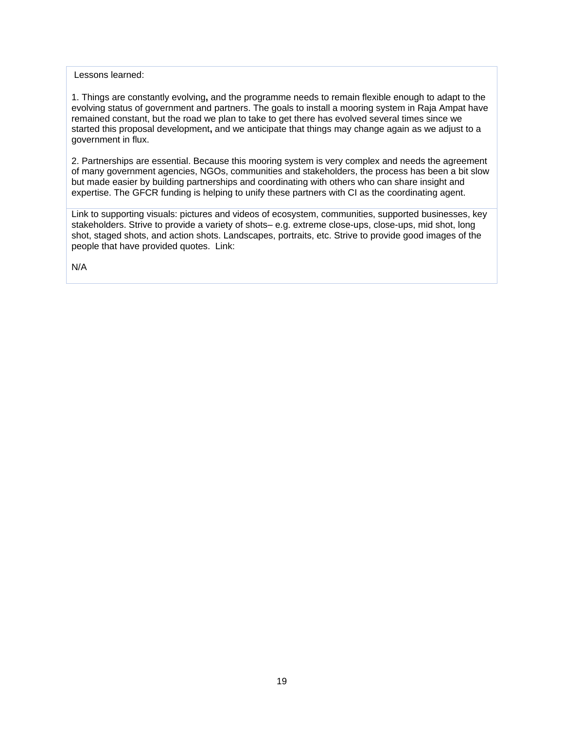Lessons learned:

1. Things are constantly evolving**,** and the programme needs to remain flexible enough to adapt to the evolving status of government and partners. The goals to install a mooring system in Raja Ampat have remained constant, but the road we plan to take to get there has evolved several times since we started this proposal development**,** and we anticipate that things may change again as we adjust to a government in flux.

2. Partnerships are essential. Because this mooring system is very complex and needs the agreement of many government agencies, NGOs, communities and stakeholders, the process has been a bit slow but made easier by building partnerships and coordinating with others who can share insight and expertise. The GFCR funding is helping to unify these partners with CI as the coordinating agent.

Link to supporting visuals: pictures and videos of ecosystem, communities, supported businesses, key stakeholders. Strive to provide a variety of shots– e.g. extreme close-ups, close-ups, mid shot, long shot, staged shots, and action shots. Landscapes, portraits, etc. Strive to provide good images of the people that have provided quotes. Link:

N/A